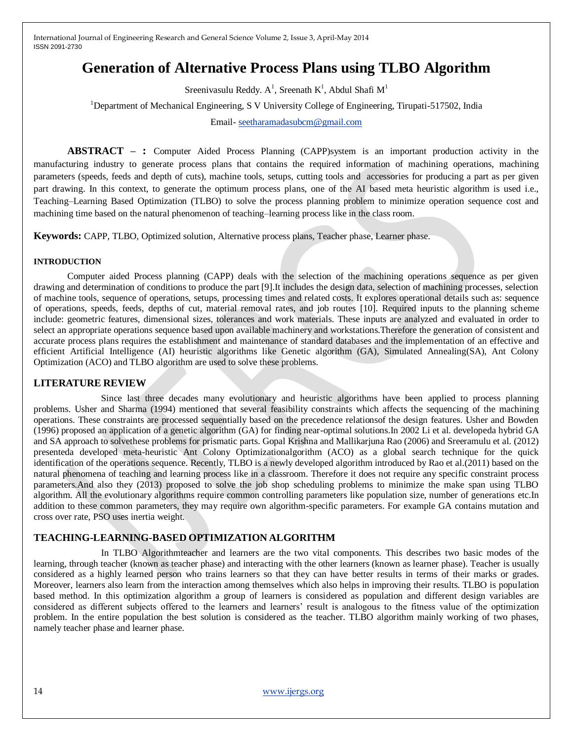# Generation of Alternative Process Plans using TLBO Algorithm

Sreenivasulu Reddy. A[1], Sreenath K[1], Abdul Shafi M[1]

[1]Department of Mechanical Engineering, S V University College of Engineering, Tirupati-517502, India

Email- seetharamadasubcm@gmail.com

**ABSTRACT – :** Computer Aided Process Planning (CAPP)system is an important production activity in the manufacturing industry to generate process plans that contains the required information of machining operations, machining parameters (speeds, feeds and depth of cuts), machine tools, setups, cutting tools and accessories for producing a part as per given part drawing. In this context, to generate the optimum process plans, one of the AI based meta heuristic algorithm is used i.e., Teaching–Learning Based Optimization (TLBO) to solve the process planning problem to minimize operation sequence cost and machining time based on the natural phenomenon of teaching–learning process like in the class room.

**Keywords:** CAPP, TLBO, Optimized solution, Alternative process plans, Teacher phase, Learner phase.

#### INTRODUCTION

Computer aided Process planning (CAPP) deals with the selection of the machining operations sequence as per given drawing and determination of conditions to produce the part [9].It includes the design data, selection of machining processes, selection of machine tools, sequence of operations, setups, processing times and related costs. It explores operational details such as: sequence of operations, speeds, feeds, depths of cut, material removal rates, and job routes [10]. Required inputs to the planning scheme include: geometric features, dimensional sizes, tolerances and work materials. These inputs are analyzed and evaluated in order to select an appropriate operations sequence based upon available machinery and workstations.Therefore the generation of consistent and accurate process plans requires the establishment and maintenance of standard databases and the implementation of an effective and efficient Artificial Intelligence (AI) heuristic algorithms like Genetic algorithm (GA), Simulated Annealing(SA), Ant Colony Optimization (ACO) and TLBO algorithm are used to solve these problems.

## LITERATURE REVIEW

Since last three decades many evolutionary and heuristic algorithms have been applied to process planning problems. Usher and Sharma (1994) mentioned that several feasibility constraints which affects the sequencing of the machining operations. These constraints are processed sequentially based on the precedence relationsof the design features. Usher and Bowden (1996) proposed an application of a genetic algorithm (GA) for finding near-optimal solutions.In 2002 Li et al. developeda hybrid GA and SA approach to solvethese problems for prismatic parts. Gopal Krishna and Mallikarjuna Rao (2006) and Sreeramulu et al. (2012) presenteda developed meta-heuristic Ant Colony Optimizationalgorithm (ACO) as a global search technique for the quick identification of the operations sequence. Recently, TLBO is a newly developed algorithm introduced by Rao et al.(2011) based on the natural phenomena of teaching and learning process like in a classroom. Therefore it does not require any specific constraint process parameters.And also they (2013) proposed to solve the job shop scheduling problems to minimize the make span using TLBO algorithm. All the evolutionary algorithms require common controlling parameters like population size, number of generations etc.In addition to these common parameters, they may require own algorithm-specific parameters. For example GA contains mutation and cross over rate, PSO uses inertia weight.

## TEACHING-LEARNING-BASED OPTIMIZATION ALGORITHM

In TLBO Algorithmteacher and learners are the two vital components. This describes two basic modes of the learning, through teacher (known as teacher phase) and interacting with the other learners (known as learner phase). Teacher is usually considered as a highly learned person who trains learners so that they can have better results in terms of their marks or grades. Moreover, learners also learn from the interaction among themselves which also helps in improving their results. TLBO is population based method. In this optimization algorithm a group of learners is considered as population and different design variables are considered as different subjects offered to the learners and learners' result is analogous to the fitness value of the optimization problem. In the entire population the best solution is considered as the teacher. TLBO algorithm mainly working of two phases, namely teacher phase and learner phase.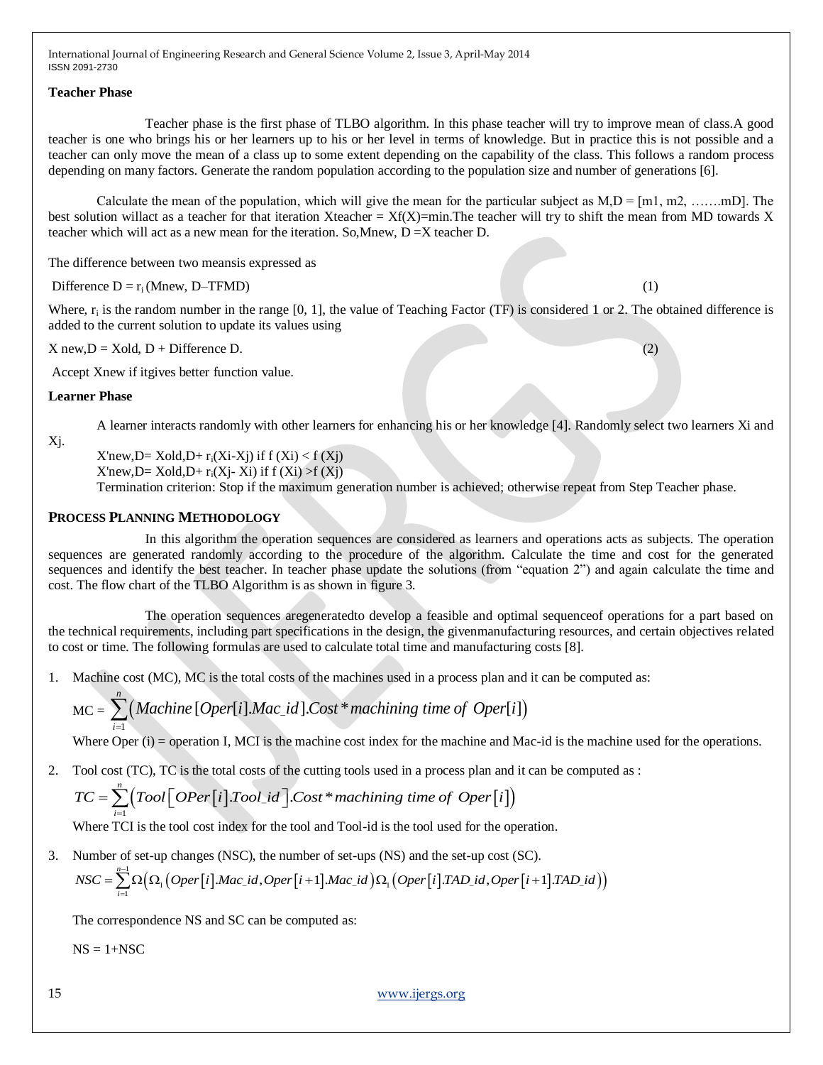**Teacher Phase**

Teacher phase is the first phase of TLBO algorithm. In this phase teacher will try to improve mean of class.A good teacher is one who brings his or her learners up to his or her level in terms of knowledge. But in practice this is not possible and a teacher can only move the mean of a class up to some extent depending on the capability of the class. This follows a random process depending on many factors. Generate the random population according to the population size and number of generations [6].

Calculate the mean of the population, which will give the mean for the particular subject as M,D = [m1, m2, …….mD]. The best solution willact as a teacher for that iteration Xteacher = Xf(X)=min.The teacher will try to shift the mean from MD towards X teacher which will act as a new mean for the iteration. So,Mnew, D =X teacher D.

The difference between two meansis expressed as

Difference D = $r_i$ (Mnew, D–TFMD) (1)

Where, $r_i$ is the random number in the range [0, 1], the value of Teaching Factor (TF) is considered 1 or 2. The obtained difference is added to the current solution to update its values using

X new,D = Xold, D + Difference D. (2)

Accept Xnew if itgives better function value.

**Learner Phase**

A learner interacts randomly with other learners for enhancing his or her knowledge [4]. Randomly select two learners Xi and Xj.

X'new,D= Xold,D+ $r_i$(Xi-Xj) if f (Xi) < f (Xj)
X'new,D= Xold,D+ $r_i$(Xj- Xi) if f (Xi) >f (Xj)
Termination criterion: Stop if the maximum generation number is achieved; otherwise repeat from Step Teacher phase.

## PROCESS PLANNING METHODOLOGY

In this algorithm the operation sequences are considered as learners and operations acts as subjects. The operation sequences are generated randomly according to the procedure of the algorithm. Calculate the time and cost for the generated sequences and identify the best teacher. In teacher phase update the solutions (from "equation 2") and again calculate the time and cost. The flow chart of the TLBO Algorithm is as shown in figure 3.

The operation sequences aregeneratedto develop a feasible and optimal sequenceof operations for a part based on the technical requirements, including part specifications in the design, the givenmanufacturing resources, and certain objectives related to cost or time. The following formulas are used to calculate total time and manufacturing costs [8].

1. Machine cost (MC), MC is the total costs of the machines used in a process plan and it can be computed as:

   $$MC = \sum_{i=1}^{n} \left( Machine[Oper[i].Mac\_id].Cost * machining\ time\ of\ Oper[i] \right)$$

   Where Oper (i) = operation I, MCI is the machine cost index for the machine and Mac-id is the machine used for the operations.

2. Tool cost (TC), TC is the total costs of the cutting tools used in a process plan and it can be computed as :

   $$TC = \sum_{i=1}^{n} \left( Tool\left[OPer[i].Tool\_id\right].Cost * machining\ time\ of\ Oper[i] \right)$$

   Where TCI is the tool cost index for the tool and Tool-id is the tool used for the operation.

3. Number of set-up changes (NSC), the number of set-ups (NS) and the set-up cost (SC).

   $$NSC = \sum_{i=1}^{n-1} \Omega\left( \Omega_1\left(Oper[i].Mac\_id, Oper[i+1].Mac\_id\right) \Omega_1\left(Oper[i].TAD\_id, Oper[i+1].TAD\_id\right) \right)$$

   The correspondence NS and SC can be computed as:

   NS = 1+NSC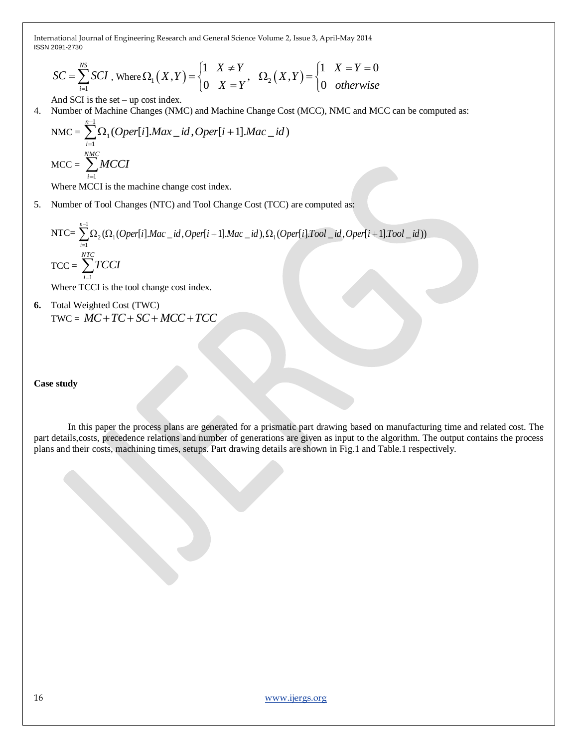$$SC = \sum_{i=1}^{NS} SCI \text{ , Where } \Omega_1(X,Y) = \begin{cases} 1 & X \neq Y \\ 0 & X = Y \end{cases}, \quad \Omega_2(X,Y) = \begin{cases} 1 & X = Y = 0 \\ 0 & otherwise \end{cases}$$

And SCI is the set – up cost index.

4. Number of Machine Changes (NMC) and Machine Change Cost (MCC), NMC and MCC can be computed as:

$$\text{NMC} = \sum_{i=1}^{n-1} \Omega_1(Oper[i].Max\_id, Oper[i+1].Mac\_id)$$

$$\text{MCC} = \sum_{i=1}^{NMC} MCCI$$

Where MCCI is the machine change cost index.

5. Number of Tool Changes (NTC) and Tool Change Cost (TCC) are computed as:

$$\text{NTC} = \sum_{i=1}^{n-1} \Omega_2(\Omega_1(Oper[i].Mac\_id, Oper[i+1].Mac\_id), \Omega_1(Oper[i].Tool\_id, Oper[i+1].Tool\_id))$$

$$\text{TCC} = \sum_{i=1}^{NTC} TCCI$$

Where TCCI is the tool change cost index.

6. Total Weighted Cost (TWC)

$$\text{TWC} = MC + TC + SC + MCC + TCC$$

**Case study**

In this paper the process plans are generated for a prismatic part drawing based on manufacturing time and related cost. The part details,costs, precedence relations and number of generations are given as input to the algorithm. The output contains the process plans and their costs, machining times, setups. Part drawing details are shown in Fig.1 and Table.1 respectively.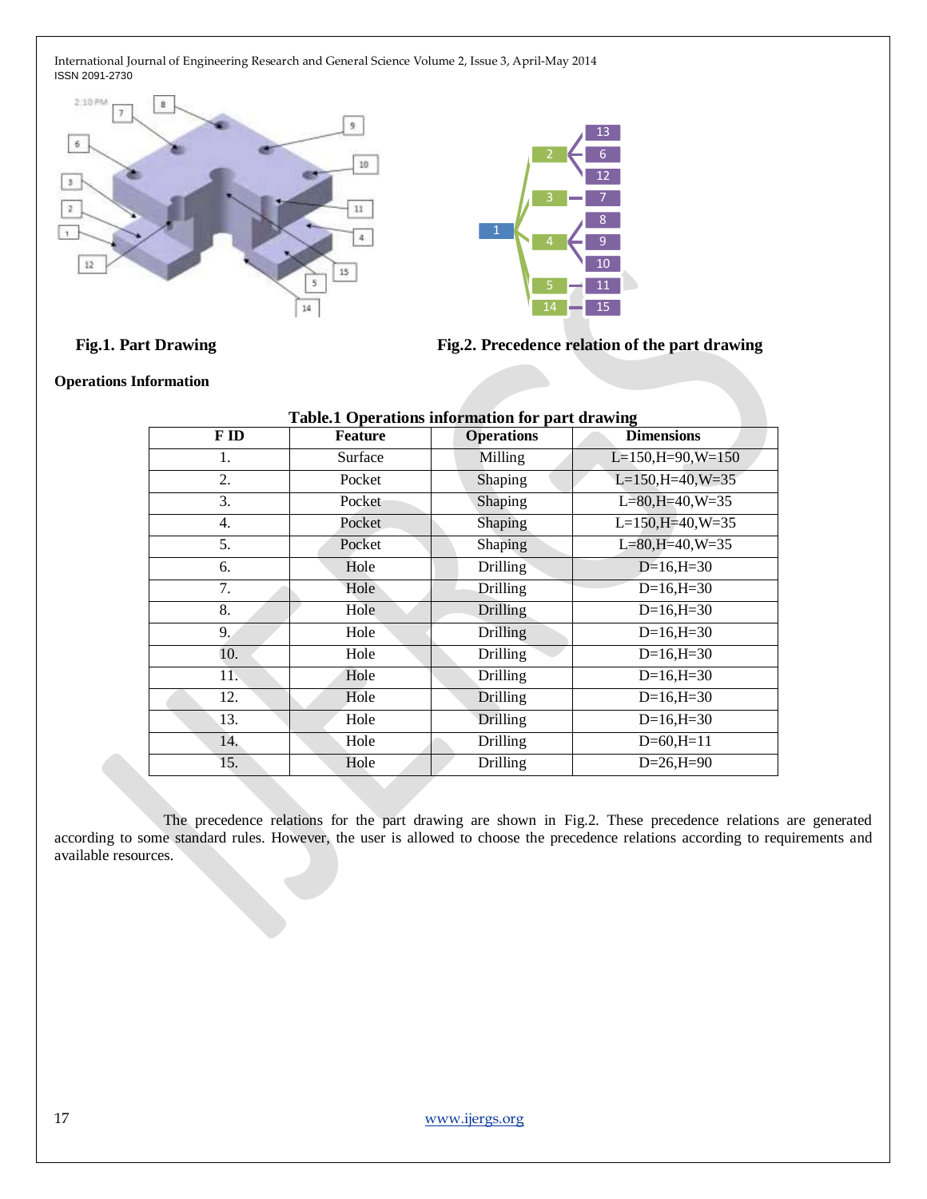Fig.1. Part Drawing

Fig.2. Precedence relation of the part drawing

**Operations Information**

**Table.1 Operations information for part drawing**

| F ID | Feature | Operations | Dimensions |
|---|---|---|---|
| 1. | Surface | Milling | L=150,H=90,W=150 |
| 2. | Pocket | Shaping | L=150,H=40,W=35 |
| 3. | Pocket | Shaping | L=80,H=40,W=35 |
| 4. | Pocket | Shaping | L=150,H=40,W=35 |
| 5. | Pocket | Shaping | L=80,H=40,W=35 |
| 6. | Hole | Drilling | D=16,H=30 |
| 7. | Hole | Drilling | D=16,H=30 |
| 8. | Hole | Drilling | D=16,H=30 |
| 9. | Hole | Drilling | D=16,H=30 |
| 10. | Hole | Drilling | D=16,H=30 |
| 11. | Hole | Drilling | D=16,H=30 |
| 12. | Hole | Drilling | D=16,H=30 |
| 13. | Hole | Drilling | D=16,H=30 |
| 14. | Hole | Drilling | D=60,H=11 |
| 15. | Hole | Drilling | D=26,H=90 |

The precedence relations for the part drawing are shown in Fig.2. These precedence relations are generated according to some standard rules. However, the user is allowed to choose the precedence relations according to requirements and available resources.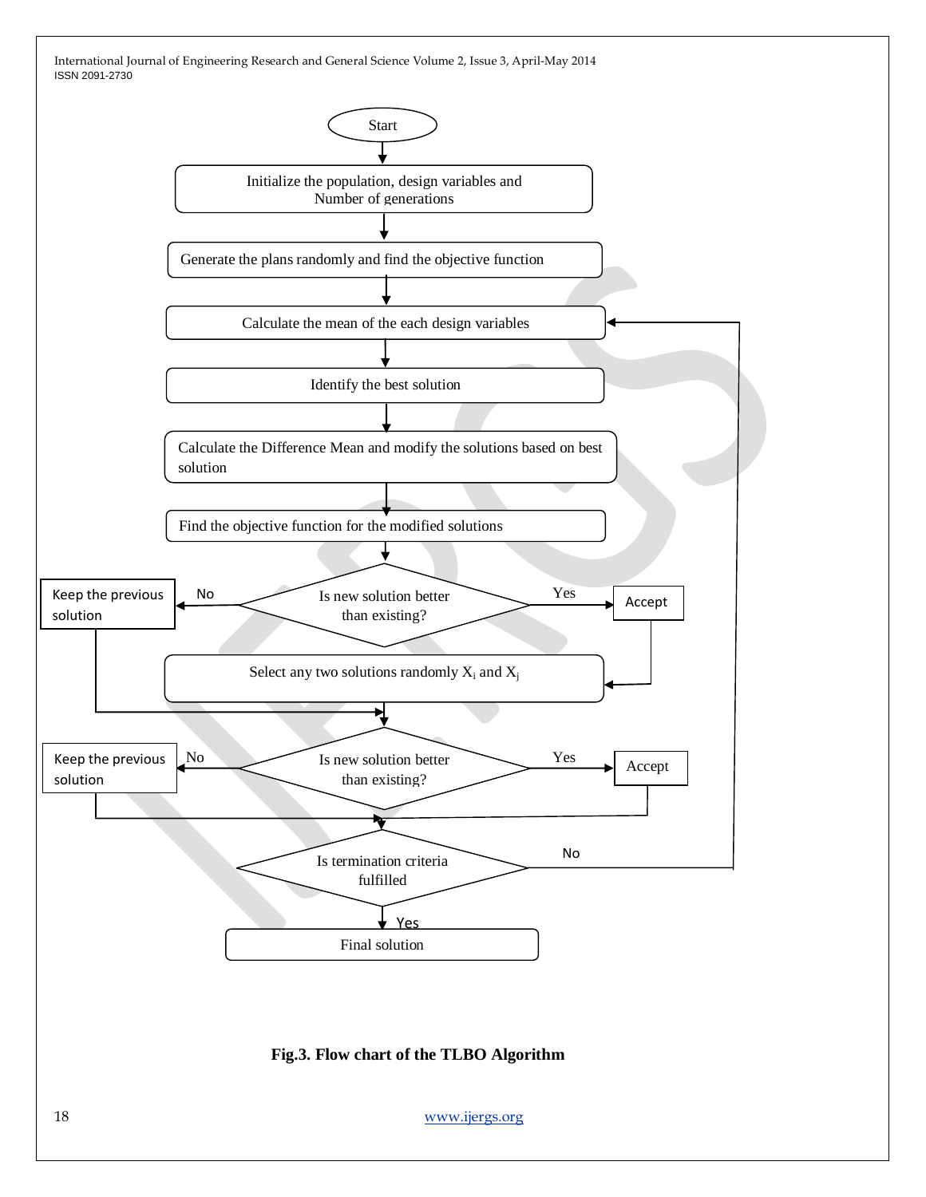Start

Initialize the population, design variables and Number of generations

Generate the plans randomly and find the objective function

Calculate the mean of the each design variables

Identify the best solution

Calculate the Difference Mean and modify the solutions based on best solution

Find the objective function for the modified solutions

Is new solution better than existing?

- No → Keep the previous solution
- Yes → Accept

Select any two solutions randomly $X_i$ and $X_j$

Is new solution better than existing?

- No → Keep the previous solution
- Yes → Accept

Is termination criteria fulfilled

- No → (return to "Calculate the mean of the each design variables")
- Yes → Final solution

**Fig.3. Flow chart of the TLBO Algorithm**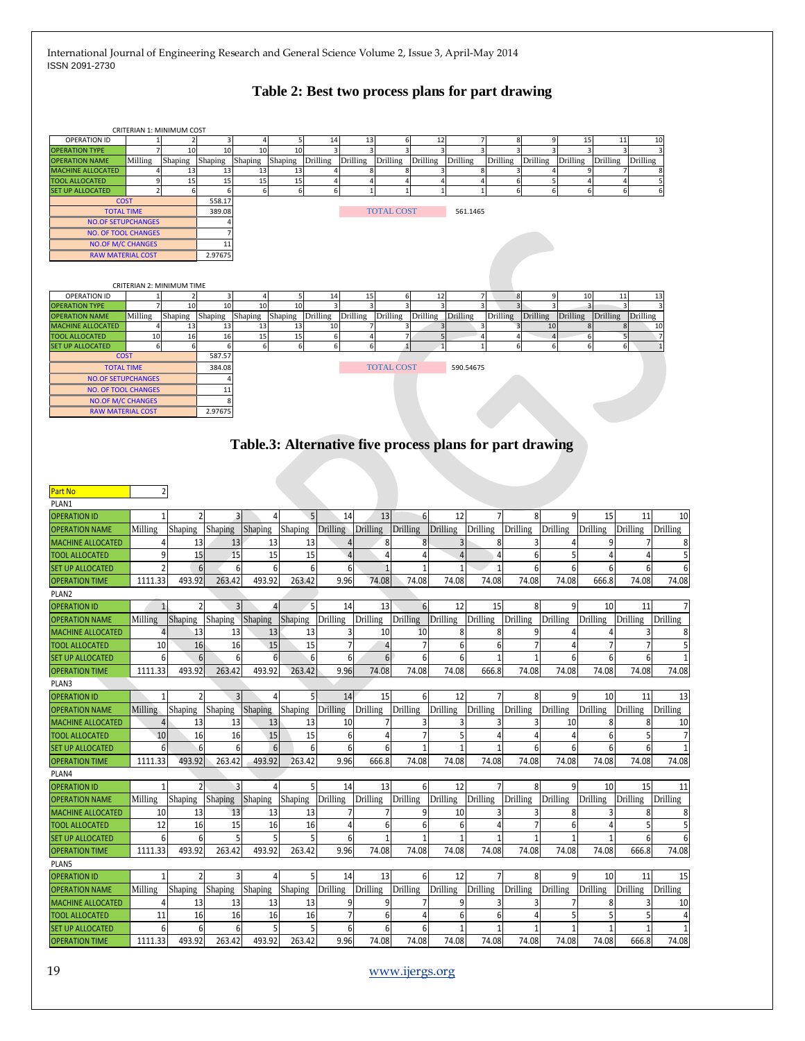## Table 2: Best two process plans for part drawing

CRITERIAN 1: MINIMUM COST

| OPERATION ID | 1 | 2 | 3 | 4 | 5 | 14 | 13 | 6 | 12 | 7 | 8 | 9 | 15 | 11 | 10 |
|---|---|---|---|---|---|---|---|---|---|---|---|---|---|---|---|
| OPERATION TYPE | 7 | 10 | 10 | 10 | 10 | 3 | 3 | 3 | 3 | 3 | 3 | 3 | 3 | 3 | 3 |
| OPERATION NAME | Milling | Shaping | Shaping | Shaping | Shaping | Drilling | Drilling | Drilling | Drilling | Drilling | Drilling | Drilling | Drilling | Drilling | Drilling |
| MACHINE ALLOCATED | 4 | 13 | 13 | 13 | 13 | 4 | 8 | 8 | 3 | 8 | 3 | 4 | 9 | 7 | 8 |
| TOOL ALLOCATED | 9 | 15 | 15 | 15 | 15 | 4 | 4 | 4 | 4 | 4 | 6 | 5 | 4 | 4 | 5 |
| SET UP ALLOCATED | 2 | 6 | 6 | 6 | 6 | 6 | 1 | 1 | 1 | 1 | 6 | 6 | 6 | 6 | 6 |

| | |
|---|---|
| COST | 558.17 |
| TOTAL TIME | 389.08 |
| NO.OF SETUPCHANGES | 4 |
| NO. OF TOOL CHANGES | 7 |
| NO.OF M/C CHANGES | 11 |
| RAW MATERIAL COST | 2.97675 |

TOTAL COST 561.1465

CRITERIAN 2: MINIMUM TIME

| OPERATION ID | 1 | 2 | 3 | 4 | 5 | 14 | 15 | 6 | 12 | 7 | 8 | 9 | 10 | 11 | 13 |
|---|---|---|---|---|---|---|---|---|---|---|---|---|---|---|---|
| OPERATION TYPE | 7 | 10 | 10 | 10 | 10 | 3 | 3 | 3 | 3 | 3 | 3 | 3 | 3 | 3 | 3 |
| OPERATION NAME | Milling | Shaping | Shaping | Shaping | Shaping | Drilling | Drilling | Drilling | Drilling | Drilling | Drilling | Drilling | Drilling | Drilling | Drilling |
| MACHINE ALLOCATED | 4 | 13 | 13 | 13 | 13 | 10 | 7 | 3 | 3 | 3 | 3 | 10 | 8 | 8 | 10 |
| TOOL ALLOCATED | 10 | 16 | 16 | 15 | 15 | 6 | 4 | 7 | 5 | 4 | 4 | 4 | 6 | 5 | 7 |
| SET UP ALLOCATED | 6 | 6 | 6 | 6 | 6 | 6 | 6 | 1 | 1 | 1 | 6 | 6 | 6 | 6 | 1 |

| | |
|---|---|
| COST | 587.57 |
| TOTAL TIME | 384.08 |
| NO.OF SETUPCHANGES | 4 |
| NO. OF TOOL CHANGES | 11 |
| NO.OF M/C CHANGES | 8 |
| RAW MATERIAL COST | 2.97675 |

TOTAL COST 590.54675

## Table.3: Alternative five process plans for part drawing

Part No 2

PLAN1

| OPERATION ID | 1 | 2 | 3 | 4 | 5 | 14 | 13 | 6 | 12 | 7 | 8 | 9 | 15 | 11 | 10 |
|---|---|---|---|---|---|---|---|---|---|---|---|---|---|---|---|
| OPERATION NAME | Milling | Shaping | Shaping | Shaping | Shaping | Drilling | Drilling | Drilling | Drilling | Drilling | Drilling | Drilling | Drilling | Drilling | Drilling |
| MACHINE ALLOCATED | 4 | 13 | 13 | 13 | 13 | 4 | 8 | 8 | 3 | 8 | 3 | 4 | 9 | 7 | 8 |
| TOOL ALLOCATED | 9 | 15 | 15 | 15 | 15 | 4 | 4 | 4 | 4 | 4 | 6 | 5 | 4 | 4 | 5 |
| SET UP ALLOCATED | 2 | 6 | 6 | 6 | 6 | 6 | 1 | 1 | 1 | 1 | 6 | 6 | 6 | 6 | 6 |
| OPERATION TIME | 1111.33 | 493.92 | 263.42 | 493.92 | 263.42 | 9.96 | 74.08 | 74.08 | 74.08 | 74.08 | 74.08 | 74.08 | 666.8 | 74.08 | 74.08 |

PLAN2

| OPERATION ID | 1 | 2 | 3 | 4 | 5 | 14 | 13 | 6 | 12 | 15 | 8 | 9 | 10 | 11 | 7 |
|---|---|---|---|---|---|---|---|---|---|---|---|---|---|---|---|
| OPERATION NAME | Milling | Shaping | Shaping | Shaping | Shaping | Drilling | Drilling | Drilling | Drilling | Drilling | Drilling | Drilling | Drilling | Drilling | Drilling |
| MACHINE ALLOCATED | 4 | 13 | 13 | 13 | 13 | 3 | 10 | 10 | 8 | 8 | 9 | 4 | 4 | 3 | 8 |
| TOOL ALLOCATED | 10 | 16 | 16 | 15 | 15 | 7 | 4 | 7 | 6 | 6 | 7 | 4 | 7 | 7 | 5 |
| SET UP ALLOCATED | 6 | 6 | 6 | 6 | 6 | 6 | 6 | 6 | 6 | 1 | 1 | 6 | 6 | 6 | 1 |
| OPERATION TIME | 1111.33 | 493.92 | 263.42 | 493.92 | 263.42 | 9.96 | 74.08 | 74.08 | 74.08 | 666.8 | 74.08 | 74.08 | 74.08 | 74.08 | 74.08 |

PLAN3

| OPERATION ID | 1 | 2 | 3 | 4 | 5 | 14 | 15 | 6 | 12 | 7 | 8 | 9 | 10 | 11 | 13 |
|---|---|---|---|---|---|---|---|---|---|---|---|---|---|---|---|
| OPERATION NAME | Milling | Shaping | Shaping | Shaping | Shaping | Drilling | Drilling | Drilling | Drilling | Drilling | Drilling | Drilling | Drilling | Drilling | Drilling |
| MACHINE ALLOCATED | 4 | 13 | 13 | 13 | 13 | 10 | 7 | 3 | 3 | 3 | 3 | 10 | 8 | 8 | 10 |
| TOOL ALLOCATED | 10 | 16 | 16 | 15 | 15 | 6 | 4 | 7 | 5 | 4 | 4 | 4 | 6 | 5 | 7 |
| SET UP ALLOCATED | 6 | 6 | 6 | 6 | 6 | 6 | 6 | 1 | 1 | 1 | 6 | 6 | 6 | 6 | 1 |
| OPERATION TIME | 1111.33 | 493.92 | 263.42 | 493.92 | 263.42 | 9.96 | 666.8 | 74.08 | 74.08 | 74.08 | 74.08 | 74.08 | 74.08 | 74.08 | 74.08 |

PLAN4

| OPERATION ID | 1 | 2 | 3 | 4 | 5 | 14 | 13 | 6 | 12 | 7 | 8 | 9 | 10 | 15 | 11 |
|---|---|---|---|---|---|---|---|---|---|---|---|---|---|---|---|
| OPERATION NAME | Milling | Shaping | Shaping | Shaping | Shaping | Drilling | Drilling | Drilling | Drilling | Drilling | Drilling | Drilling | Drilling | Drilling | Drilling |
| MACHINE ALLOCATED | 10 | 13 | 13 | 13 | 13 | 7 | 7 | 9 | 10 | 3 | 3 | 8 | 3 | 8 | 8 |
| TOOL ALLOCATED | 12 | 16 | 15 | 16 | 16 | 4 | 6 | 6 | 6 | 4 | 7 | 6 | 4 | 5 | 5 |
| SET UP ALLOCATED | 6 | 6 | 5 | 5 | 5 | 6 | 1 | 1 | 1 | 1 | 1 | 1 | 1 | 6 | 6 |
| OPERATION TIME | 1111.33 | 493.92 | 263.42 | 493.92 | 263.42 | 9.96 | 74.08 | 74.08 | 74.08 | 74.08 | 74.08 | 74.08 | 74.08 | 666.8 | 74.08 |

PLAN5

| OPERATION ID | 1 | 2 | 3 | 4 | 5 | 14 | 13 | 6 | 12 | 7 | 8 | 9 | 10 | 11 | 15 |
|---|---|---|---|---|---|---|---|---|---|---|---|---|---|---|---|
| OPERATION NAME | Milling | Shaping | Shaping | Shaping | Shaping | Drilling | Drilling | Drilling | Drilling | Drilling | Drilling | Drilling | Drilling | Drilling | Drilling |
| MACHINE ALLOCATED | 4 | 13 | 13 | 13 | 13 | 9 | 9 | 7 | 9 | 3 | 3 | 7 | 8 | 3 | 10 |
| TOOL ALLOCATED | 11 | 16 | 16 | 16 | 16 | 7 | 6 | 4 | 6 | 6 | 4 | 5 | 5 | 5 | 4 |
| SET UP ALLOCATED | 6 | 6 | 6 | 5 | 5 | 6 | 6 | 6 | 1 | 1 | 1 | 1 | 1 | 1 | 1 |
| OPERATION TIME | 1111.33 | 493.92 | 263.42 | 493.92 | 263.42 | 9.96 | 74.08 | 74.08 | 74.08 | 74.08 | 74.08 | 74.08 | 74.08 | 666.8 | 74.08 |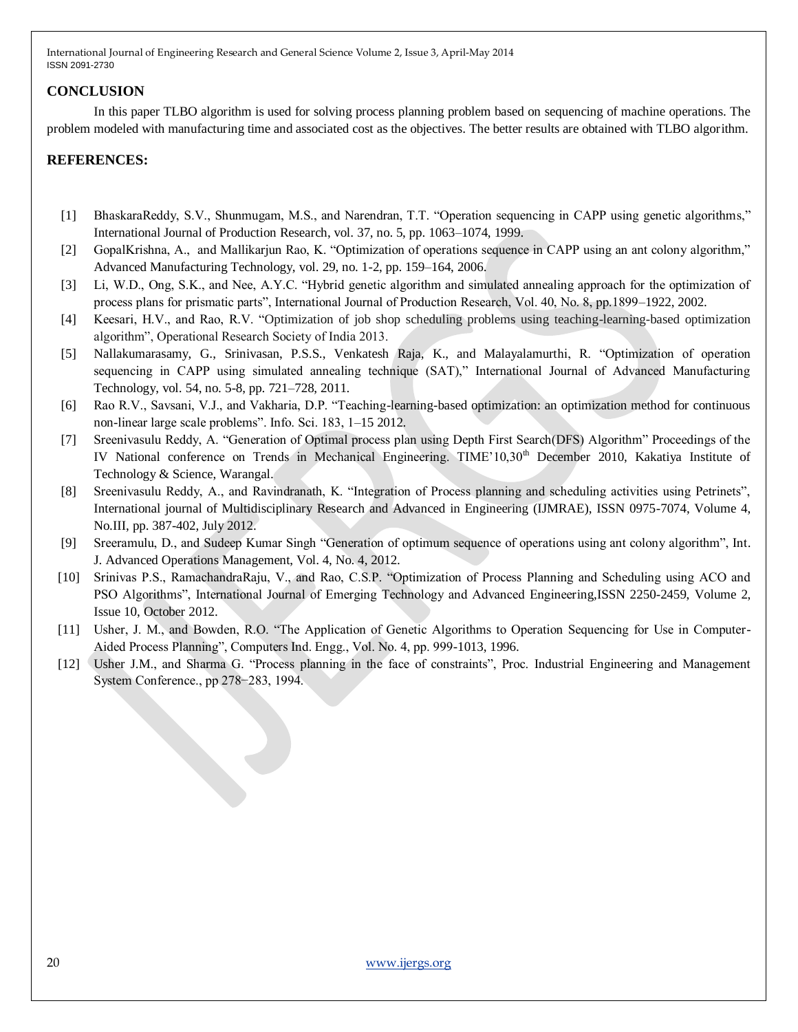## CONCLUSION

In this paper TLBO algorithm is used for solving process planning problem based on sequencing of machine operations. The problem modeled with manufacturing time and associated cost as the objectives. The better results are obtained with TLBO algorithm.

## REFERENCES:

[1] BhaskaraReddy, S.V., Shunmugam, M.S., and Narendran, T.T. "Operation sequencing in CAPP using genetic algorithms," International Journal of Production Research, vol. 37, no. 5, pp. 1063–1074, 1999.

[2] GopalKrishna, A., and Mallikarjun Rao, K. "Optimization of operations sequence in CAPP using an ant colony algorithm," Advanced Manufacturing Technology, vol. 29, no. 1-2, pp. 159–164, 2006.

[3] Li, W.D., Ong, S.K., and Nee, A.Y.C. "Hybrid genetic algorithm and simulated annealing approach for the optimization of process plans for prismatic parts", International Journal of Production Research, Vol. 40, No. 8, pp.1899–1922, 2002.

[4] Keesari, H.V., and Rao, R.V. "Optimization of job shop scheduling problems using teaching-learning-based optimization algorithm", Operational Research Society of India 2013.

[5] Nallakumarasamy, G., Srinivasan, P.S.S., Venkatesh Raja, K., and Malayalamurthi, R. "Optimization of operation sequencing in CAPP using simulated annealing technique (SAT)," International Journal of Advanced Manufacturing Technology, vol. 54, no. 5-8, pp. 721–728, 2011.

[6] Rao R.V., Savsani, V.J., and Vakharia, D.P. "Teaching-learning-based optimization: an optimization method for continuous non-linear large scale problems". Info. Sci. 183, 1–15 2012.

[7] Sreenivasulu Reddy, A. "Generation of Optimal process plan using Depth First Search(DFS) Algorithm" Proceedings of the IV National conference on Trends in Mechanical Engineering. TIME'10,30th December 2010, Kakatiya Institute of Technology & Science, Warangal.

[8] Sreenivasulu Reddy, A., and Ravindranath, K. "Integration of Process planning and scheduling activities using Petrinets", International journal of Multidisciplinary Research and Advanced in Engineering (IJMRAE), ISSN 0975-7074, Volume 4, No.III, pp. 387-402, July 2012.

[9] Sreeramulu, D., and Sudeep Kumar Singh "Generation of optimum sequence of operations using ant colony algorithm", Int. J. Advanced Operations Management, Vol. 4, No. 4, 2012.

[10] Srinivas P.S., RamachandraRaju, V., and Rao, C.S.P. "Optimization of Process Planning and Scheduling using ACO and PSO Algorithms", International Journal of Emerging Technology and Advanced Engineering,ISSN 2250-2459, Volume 2, Issue 10, October 2012.

[11] Usher, J. M., and Bowden, R.O. "The Application of Genetic Algorithms to Operation Sequencing for Use in Computer-Aided Process Planning", Computers Ind. Engg., Vol. No. 4, pp. 999-1013, 1996.

[12] Usher J.M., and Sharma G. "Process planning in the face of constraints", Proc. Industrial Engineering and Management System Conference., pp 278‒283, 1994.